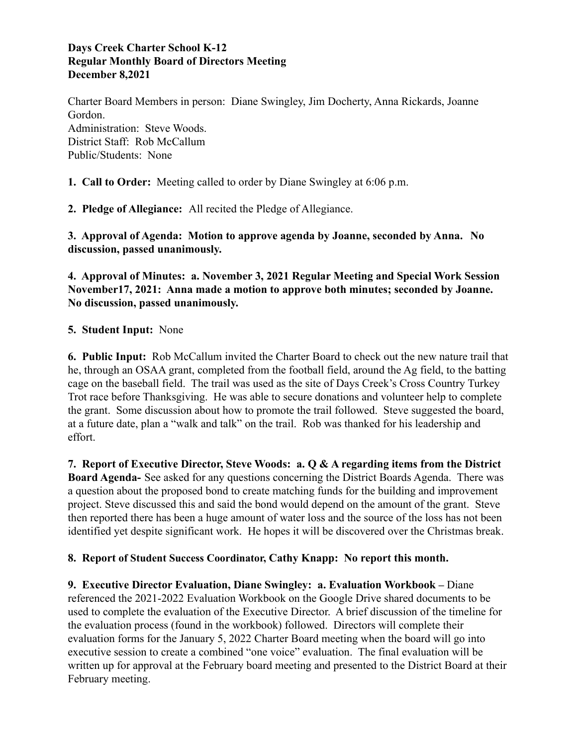**Days Creek Charter School K-12**
**Regular Monthly Board of Directors Meeting**
**December 8,2021**

Charter Board Members in person: Diane Swingley, Jim Docherty, Anna Rickards, Joanne Gordon.
Administration: Steve Woods.
District Staff: Rob McCallum
Public/Students: None

**1. Call to Order:** Meeting called to order by Diane Swingley at 6:06 p.m.

**2. Pledge of Allegiance:** All recited the Pledge of Allegiance.

**3. Approval of Agenda: Motion to approve agenda by Joanne, seconded by Anna. No discussion, passed unanimously.**

**4. Approval of Minutes: a. November 3, 2021 Regular Meeting and Special Work Session November17, 2021: Anna made a motion to approve both minutes; seconded by Joanne. No discussion, passed unanimously.**

**5. Student Input:** None

**6. Public Input:** Rob McCallum invited the Charter Board to check out the new nature trail that he, through an OSAA grant, completed from the football field, around the Ag field, to the batting cage on the baseball field. The trail was used as the site of Days Creek's Cross Country Turkey Trot race before Thanksgiving. He was able to secure donations and volunteer help to complete the grant. Some discussion about how to promote the trail followed. Steve suggested the board, at a future date, plan a "walk and talk" on the trail. Rob was thanked for his leadership and effort.

**7. Report of Executive Director, Steve Woods: a. Q & A regarding items from the District Board Agenda-** See asked for any questions concerning the District Boards Agenda. There was a question about the proposed bond to create matching funds for the building and improvement project. Steve discussed this and said the bond would depend on the amount of the grant. Steve then reported there has been a huge amount of water loss and the source of the loss has not been identified yet despite significant work. He hopes it will be discovered over the Christmas break.

**8. Report of Student Success Coordinator, Cathy Knapp: No report this month.**

**9. Executive Director Evaluation, Diane Swingley: a. Evaluation Workbook –** Diane referenced the 2021-2022 Evaluation Workbook on the Google Drive shared documents to be used to complete the evaluation of the Executive Director. A brief discussion of the timeline for the evaluation process (found in the workbook) followed. Directors will complete their evaluation forms for the January 5, 2022 Charter Board meeting when the board will go into executive session to create a combined "one voice" evaluation. The final evaluation will be written up for approval at the February board meeting and presented to the District Board at their February meeting.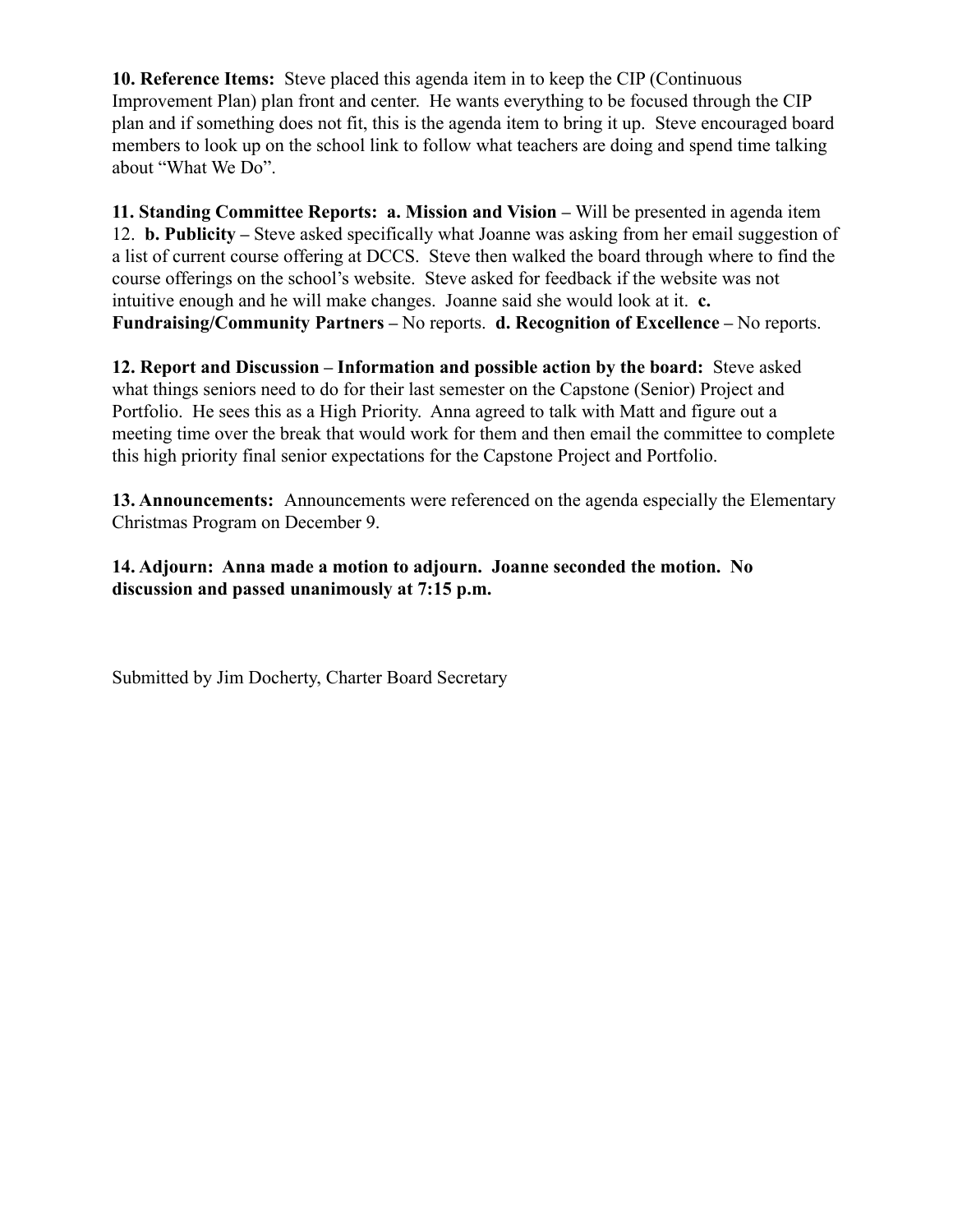**10. Reference Items:** Steve placed this agenda item in to keep the CIP (Continuous Improvement Plan) plan front and center. He wants everything to be focused through the CIP plan and if something does not fit, this is the agenda item to bring it up. Steve encouraged board members to look up on the school link to follow what teachers are doing and spend time talking about "What We Do".

**11. Standing Committee Reports: a. Mission and Vision –** Will be presented in agenda item 12. **b. Publicity –** Steve asked specifically what Joanne was asking from her email suggestion of a list of current course offering at DCCS. Steve then walked the board through where to find the course offerings on the school's website. Steve asked for feedback if the website was not intuitive enough and he will make changes. Joanne said she would look at it. **c. Fundraising/Community Partners –** No reports. **d. Recognition of Excellence –** No reports.

**12. Report and Discussion – Information and possible action by the board:** Steve asked what things seniors need to do for their last semester on the Capstone (Senior) Project and Portfolio. He sees this as a High Priority. Anna agreed to talk with Matt and figure out a meeting time over the break that would work for them and then email the committee to complete this high priority final senior expectations for the Capstone Project and Portfolio.

**13. Announcements:** Announcements were referenced on the agenda especially the Elementary Christmas Program on December 9.

**14. Adjourn: Anna made a motion to adjourn. Joanne seconded the motion. No discussion and passed unanimously at 7:15 p.m.**

Submitted by Jim Docherty, Charter Board Secretary